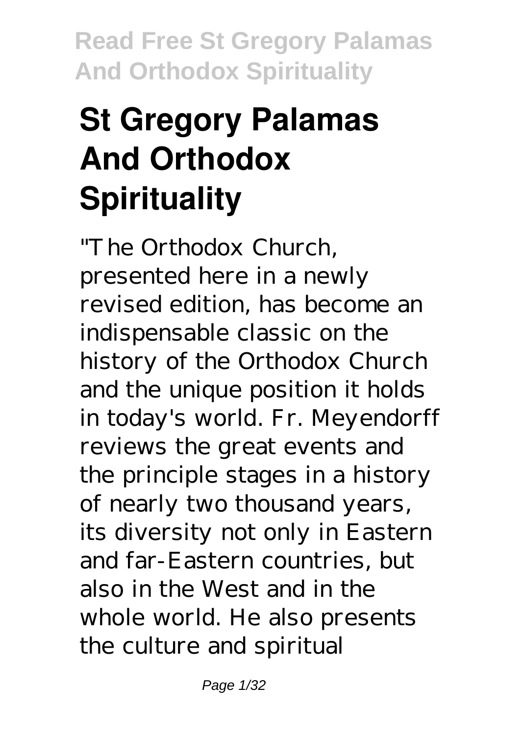# St Gregory Palamas And Orthodox Spirituality

"The Orthodox Church, presented here in a newly revised edition, has become an indispensable classic on the history of the Orthodox Church and the unique position it holds in today's world. Fr. Meyendorff reviews the great events and the principle stages in a history of nearly two thousand years, its diversity not only in Eastern and far-Eastern countries, but also in the West and in the whole world. He also presents the culture and spiritual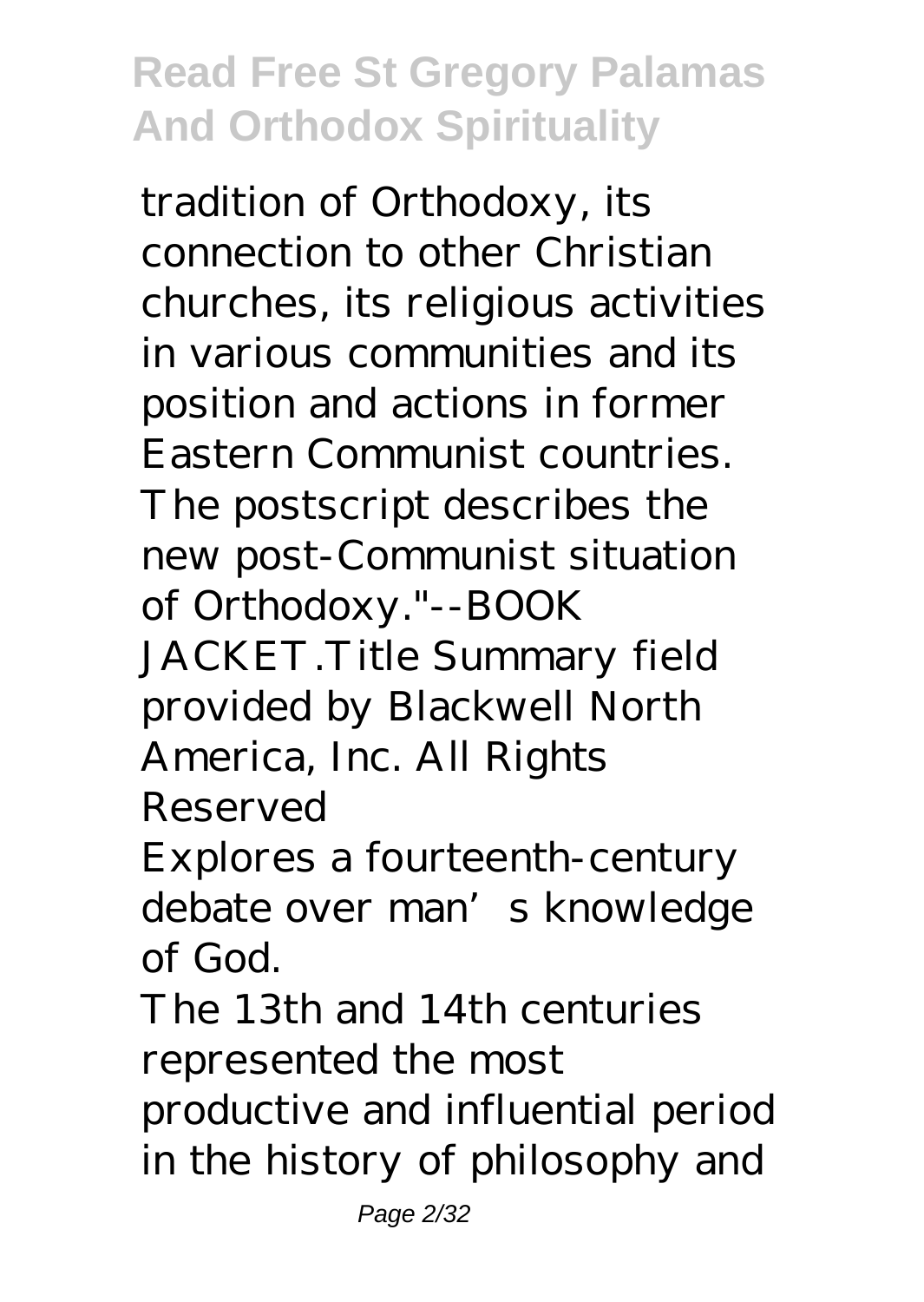tradition of Orthodoxy, its connection to other Christian churches, its religious activities in various communities and its position and actions in former Eastern Communist countries. The postscript describes the new post-Communist situation of Orthodoxy."--BOOK JACKET.Title Summary field provided by Blackwell North America, Inc. All Rights Reserved

Explores a fourteenth-century debate over man's knowledge of God.

The 13th and 14th centuries represented the most productive and influential period in the history of philosophy and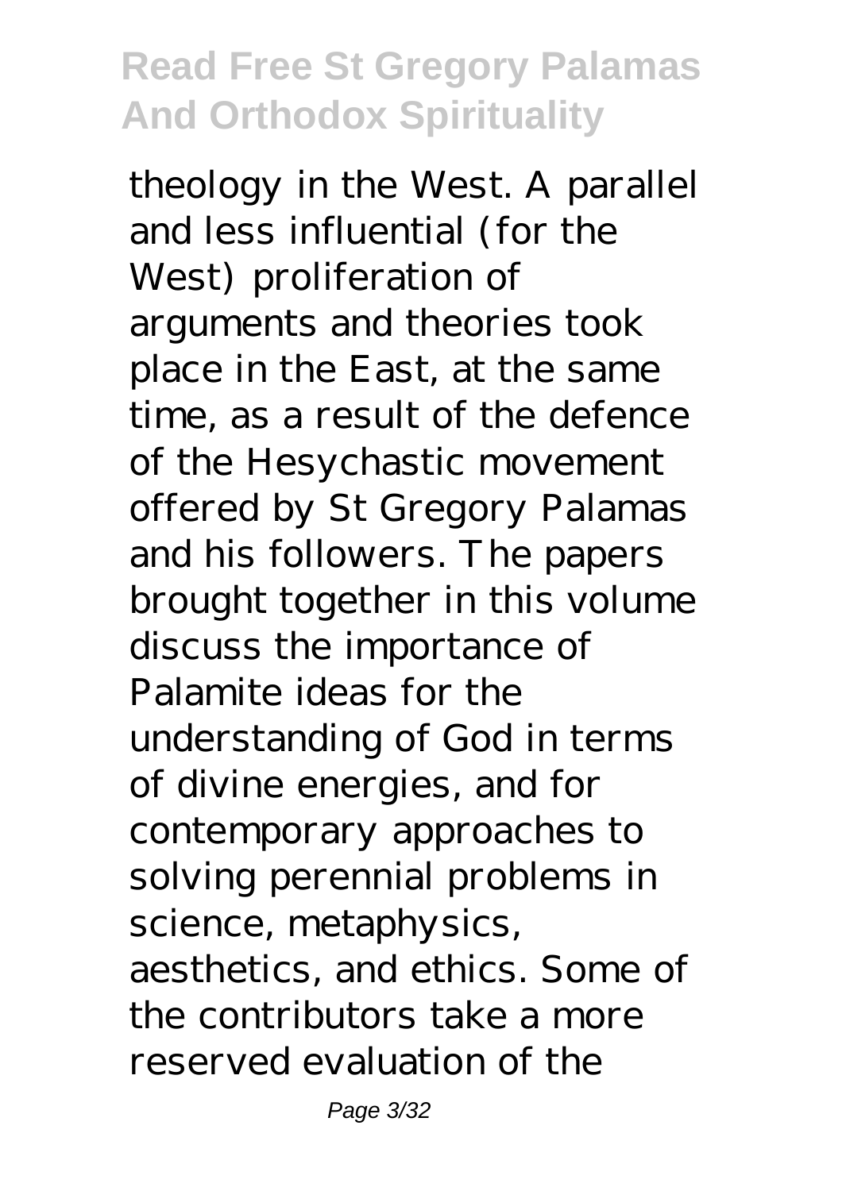theology in the West. A parallel and less influential (for the West) proliferation of arguments and theories took place in the East, at the same time, as a result of the defence of the Hesychastic movement offered by St Gregory Palamas and his followers. The papers brought together in this volume discuss the importance of Palamite ideas for the understanding of God in terms of divine energies, and for contemporary approaches to solving perennial problems in science, metaphysics, aesthetics, and ethics. Some of the contributors take a more reserved evaluation of the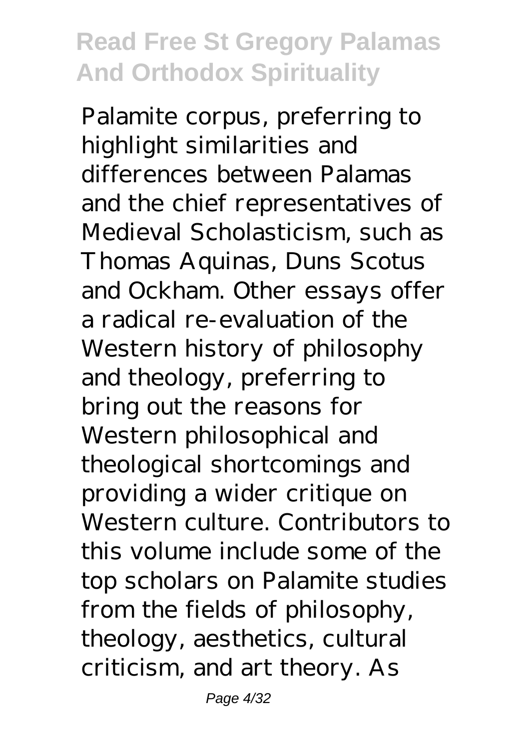Palamite corpus, preferring to highlight similarities and differences between Palamas and the chief representatives of Medieval Scholasticism, such as Thomas Aquinas, Duns Scotus and Ockham. Other essays offer a radical re-evaluation of the Western history of philosophy and theology, preferring to bring out the reasons for Western philosophical and theological shortcomings and providing a wider critique on Western culture. Contributors to this volume include some of the top scholars on Palamite studies from the fields of philosophy, theology, aesthetics, cultural criticism, and art theory. As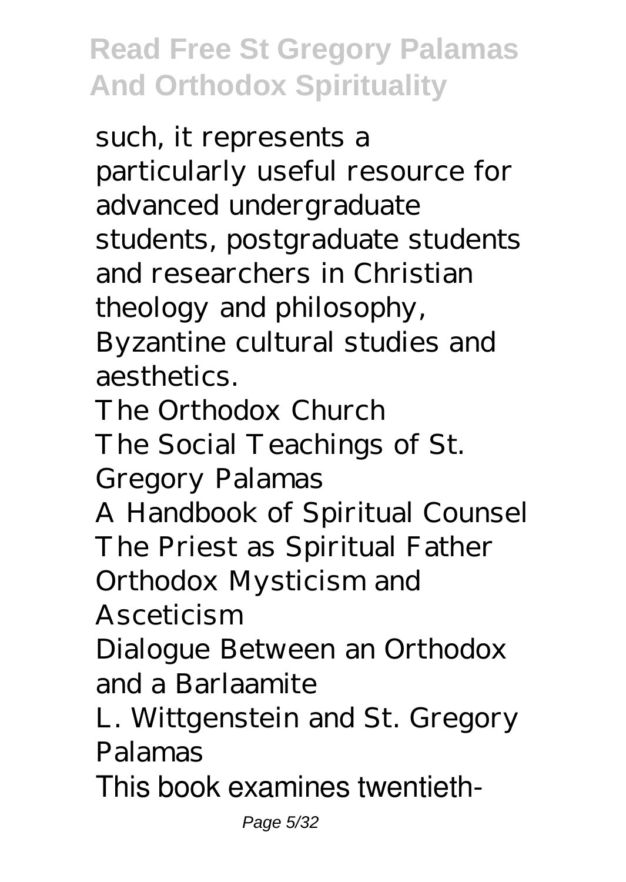such, it represents a particularly useful resource for advanced undergraduate students, postgraduate students and researchers in Christian theology and philosophy, Byzantine cultural studies and aesthetics.

The Orthodox Church

The Social Teachings of St. Gregory Palamas

A Handbook of Spiritual Counsel

The Priest as Spiritual Father

Orthodox Mysticism and Asceticism

Dialogue Between an Orthodox and a Barlaamite

L. Wittgenstein and St. Gregory Palamas

This book examines twentieth-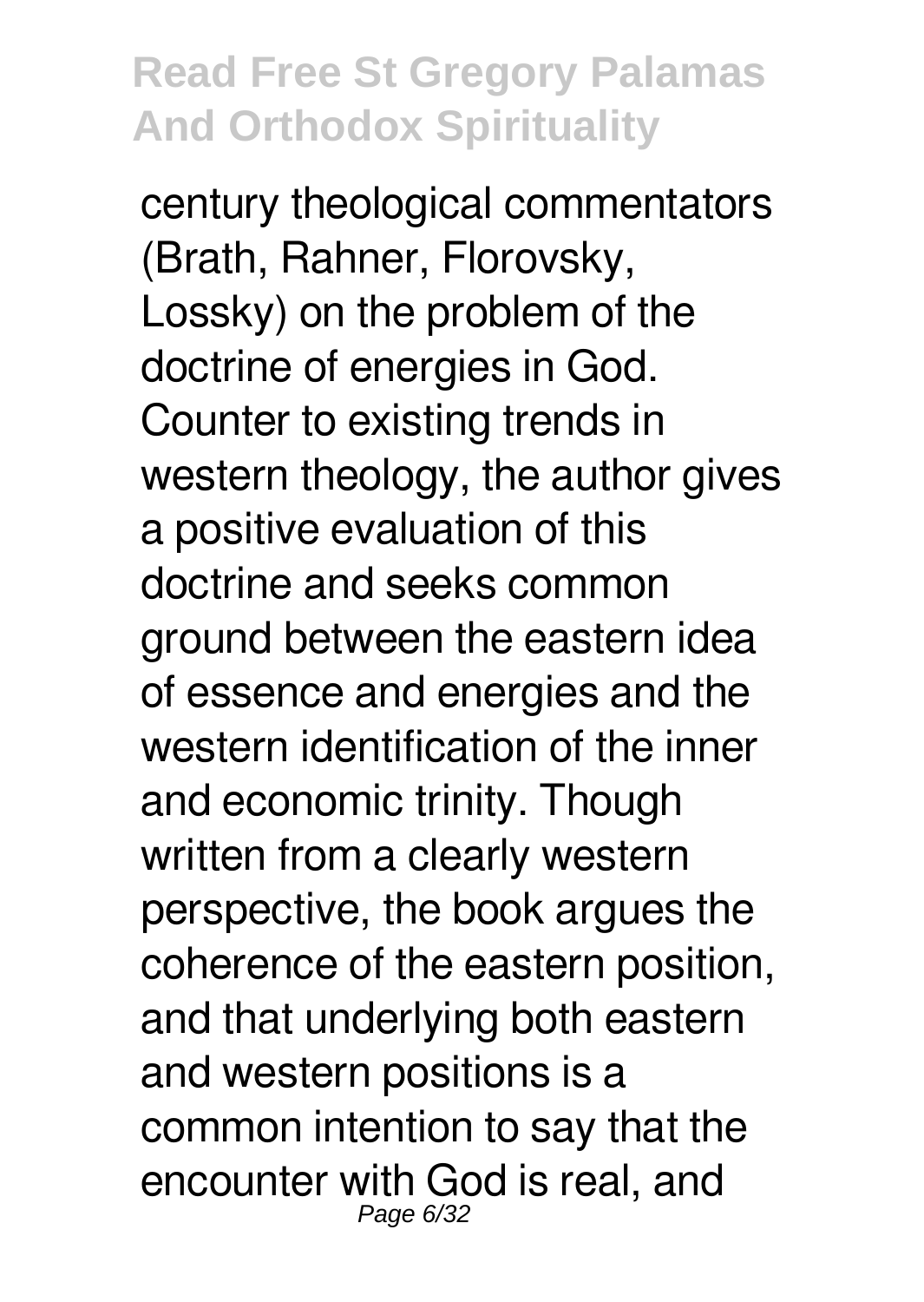century theological commentators (Brath, Rahner, Florovsky, Lossky) on the problem of the doctrine of energies in God. Counter to existing trends in western theology, the author gives a positive evaluation of this doctrine and seeks common ground between the eastern idea of essence and energies and the western identification of the inner and economic trinity. Though written from a clearly western perspective, the book argues the coherence of the eastern position, and that underlying both eastern and western positions is a common intention to say that the encounter with God is real, and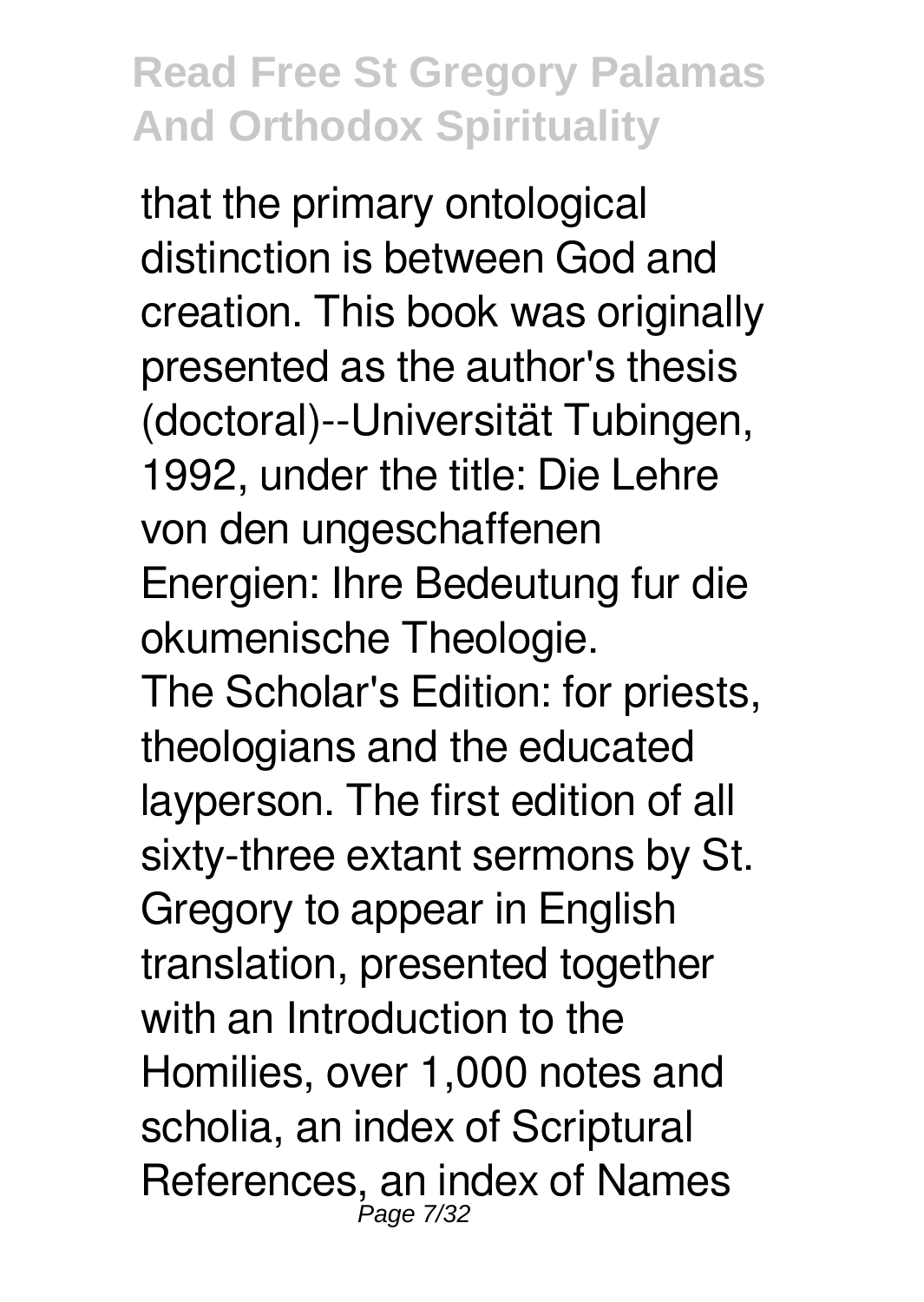that the primary ontological distinction is between God and creation. This book was originally presented as the author's thesis (doctoral)--Universität Tubingen, 1992, under the title: Die Lehre von den ungeschaffenen Energien: Ihre Bedeutung fur die okumenische Theologie.

The Scholar's Edition: for priests, theologians and the educated layperson. The first edition of all sixty-three extant sermons by St. Gregory to appear in English translation, presented together with an Introduction to the Homilies, over 1,000 notes and scholia, an index of Scriptural References, an index of Names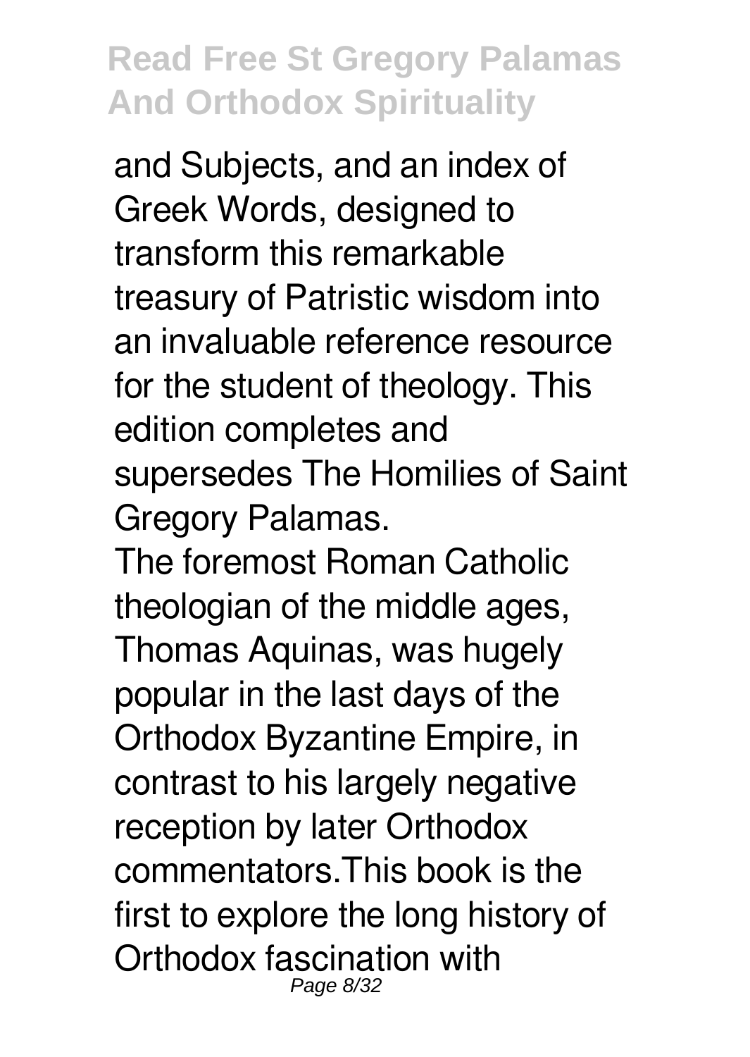and Subjects, and an index of Greek Words, designed to transform this remarkable treasury of Patristic wisdom into an invaluable reference resource for the student of theology. This edition completes and supersedes The Homilies of Saint Gregory Palamas.

The foremost Roman Catholic theologian of the middle ages, Thomas Aquinas, was hugely popular in the last days of the Orthodox Byzantine Empire, in contrast to his largely negative reception by later Orthodox commentators.This book is the first to explore the long history of Orthodox fascination with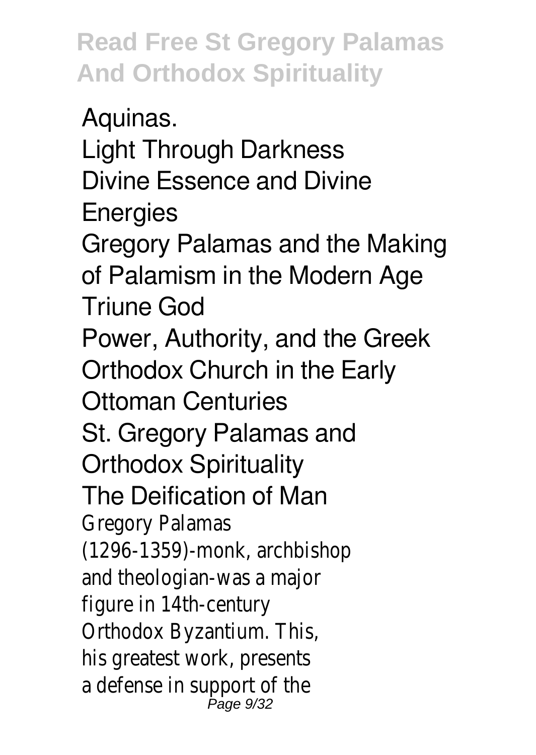Aquinas.

Light Through Darkness

Divine Essence and Divine Energies

Gregory Palamas and the Making of Palamism in the Modern Age

Triune God

Power, Authority, and the Greek Orthodox Church in the Early Ottoman Centuries

St. Gregory Palamas and Orthodox Spirituality

The Deification of Man

Gregory Palamas (1296-1359)-monk, archbishop and theologian-was a major figure in 14th-century Orthodox Byzantium. This, his greatest work, presents a defense in support of the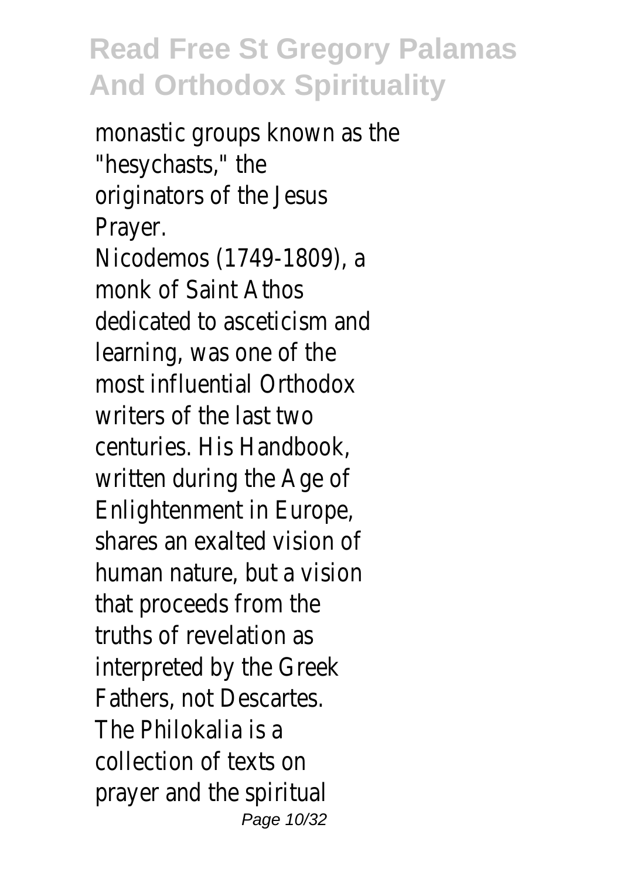monastic groups known as the "hesychasts," the originators of the Jesus Prayer.

Nicodemos (1749-1809), a monk of Saint Athos dedicated to asceticism and learning, was one of the most influential Orthodox writers of the last two centuries. His Handbook, written during the Age of Enlightenment in Europe, shares an exalted vision of human nature, but a vision that proceeds from the truths of revelation as interpreted by the Greek Fathers, not Descartes.

The Philokalia is a collection of texts on prayer and the spiritual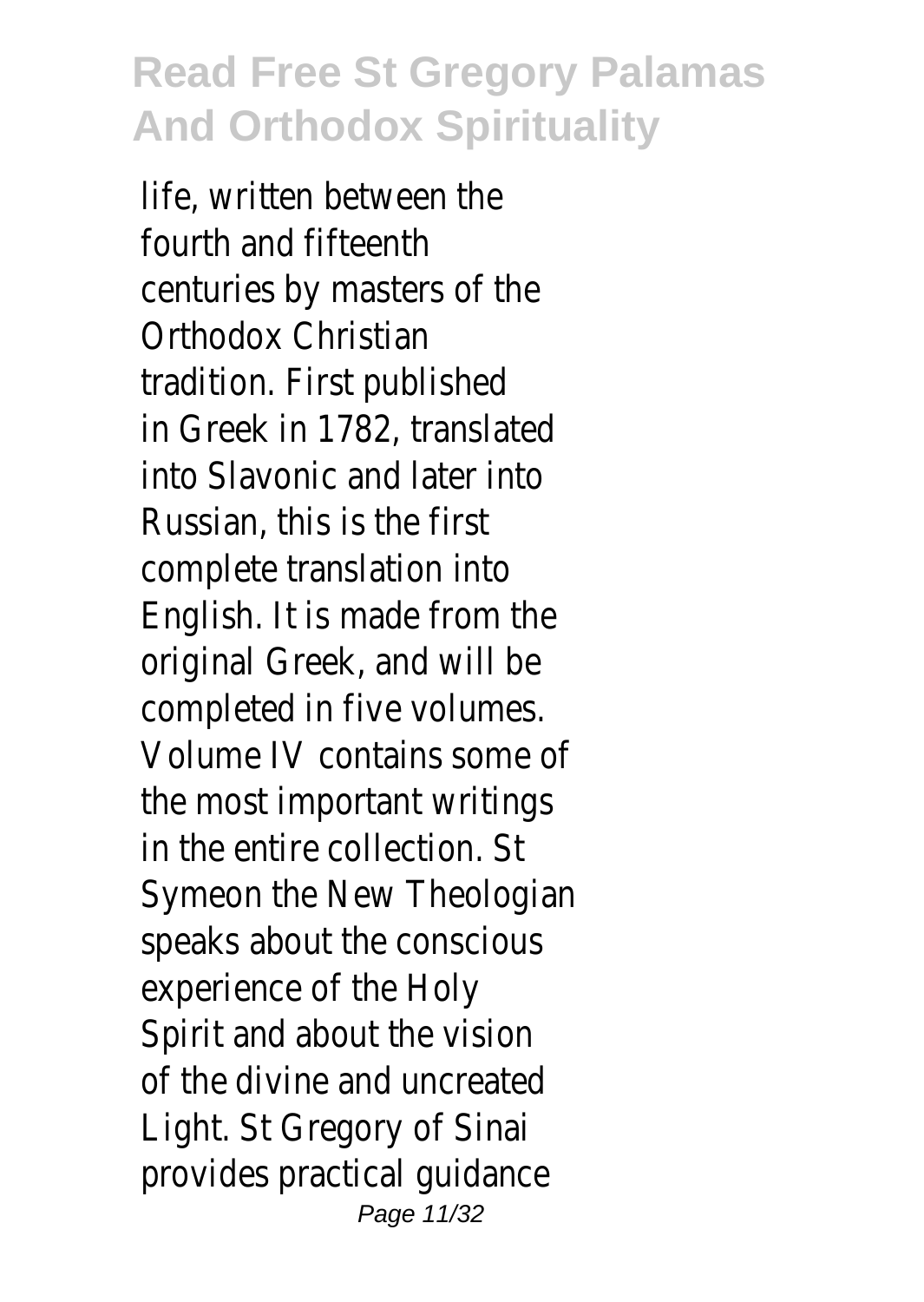life, written between the fourth and fifteenth centuries by masters of the Orthodox Christian tradition. First published in Greek in 1782, translated into Slavonic and later into Russian, this is the first complete translation into English. It is made from the original Greek, and will be completed in five volumes. Volume IV contains some of the most important writings in the entire collection. St Symeon the New Theologian speaks about the conscious experience of the Holy Spirit and about the vision of the divine and uncreated Light. St Gregory of Sinai provides practical guidance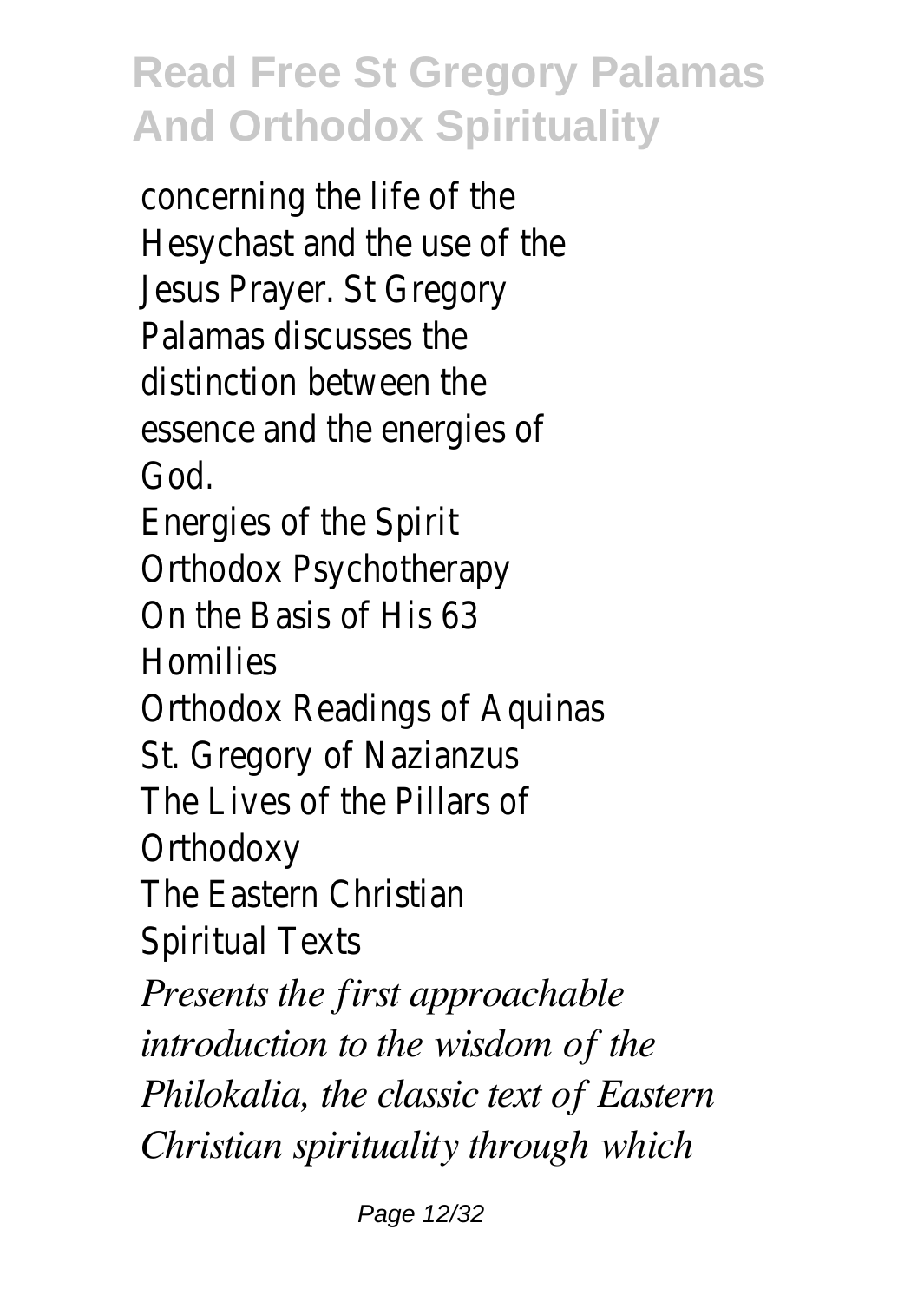concerning the life of the Hesychast and the use of the Jesus Prayer. St Gregory Palamas discusses the distinction between the essence and the energies of God.

Energies of the Spirit

Orthodox Psychotherapy

On the Basis of His 63 Homilies

Orthodox Readings of Aquinas

St. Gregory of Nazianzus

The Lives of the Pillars of Orthodoxy

The Eastern Christian Spiritual Texts

*Presents the first approachable introduction to the wisdom of the Philokalia, the classic text of Eastern Christian spirituality through which*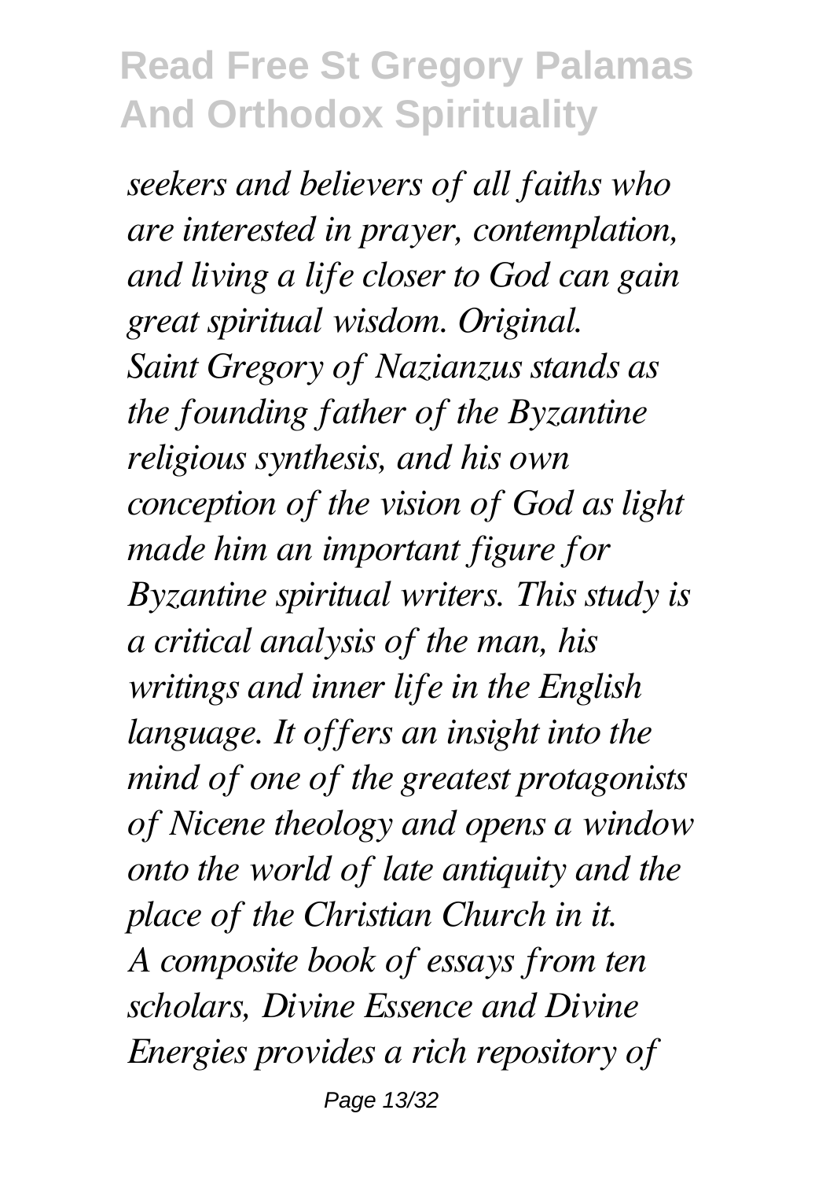*seekers and believers of all faiths who are interested in prayer, contemplation, and living a life closer to God can gain great spiritual wisdom. Original.*

*Saint Gregory of Nazianzus stands as the founding father of the Byzantine religious synthesis, and his own conception of the vision of God as light made him an important figure for Byzantine spiritual writers. This study is a critical analysis of the man, his writings and inner life in the English language. It offers an insight into the mind of one of the greatest protagonists of Nicene theology and opens a window onto the world of late antiquity and the place of the Christian Church in it.*

*A composite book of essays from ten scholars, Divine Essence and Divine Energies provides a rich repository of*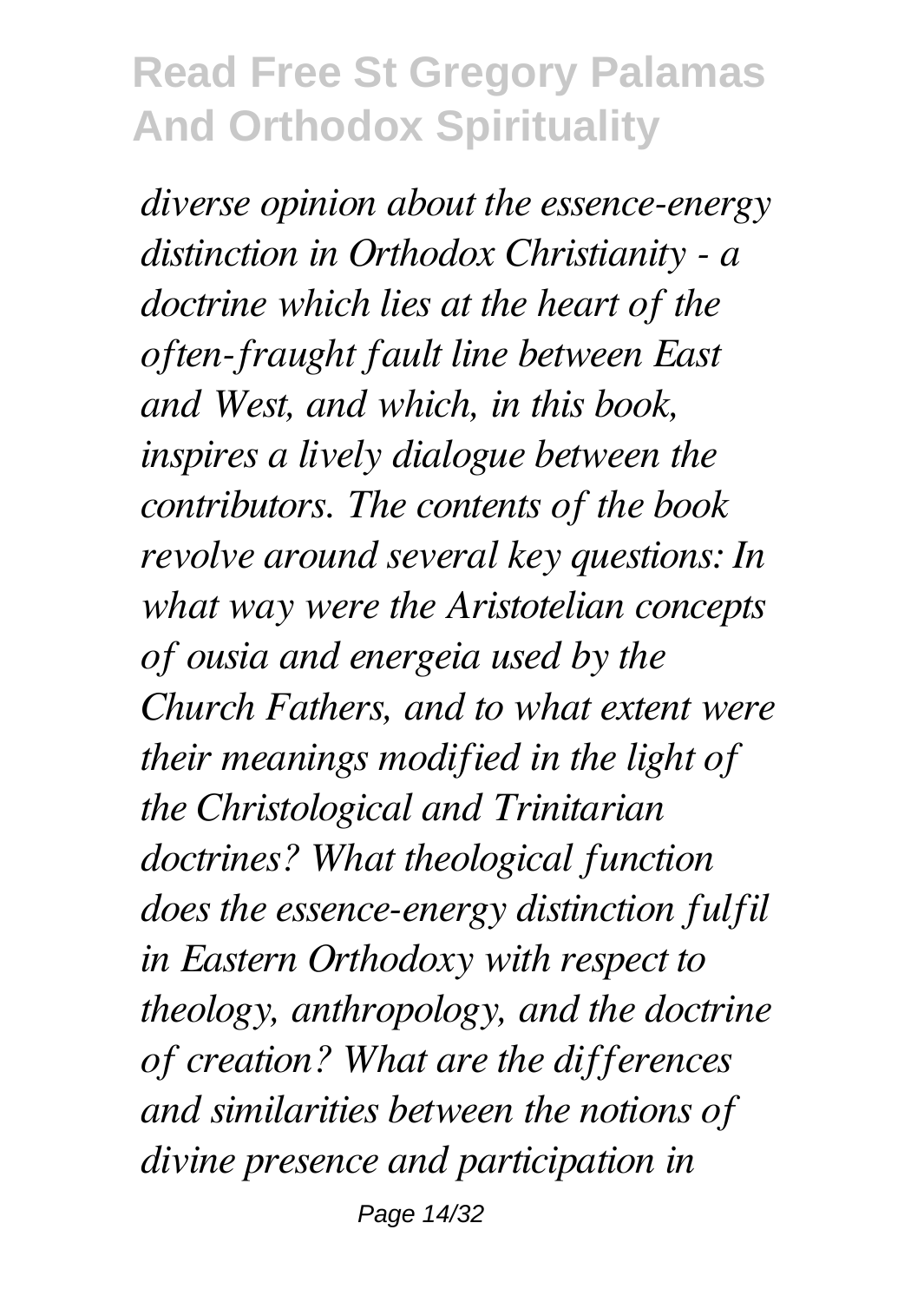*diverse opinion about the essence-energy distinction in Orthodox Christianity - a doctrine which lies at the heart of the often-fraught fault line between East and West, and which, in this book, inspires a lively dialogue between the contributors. The contents of the book revolve around several key questions: In what way were the Aristotelian concepts of ousia and energeia used by the Church Fathers, and to what extent were their meanings modified in the light of the Christological and Trinitarian doctrines? What theological function does the essence-energy distinction fulfil in Eastern Orthodoxy with respect to theology, anthropology, and the doctrine of creation? What are the differences and similarities between the notions of divine presence and participation in*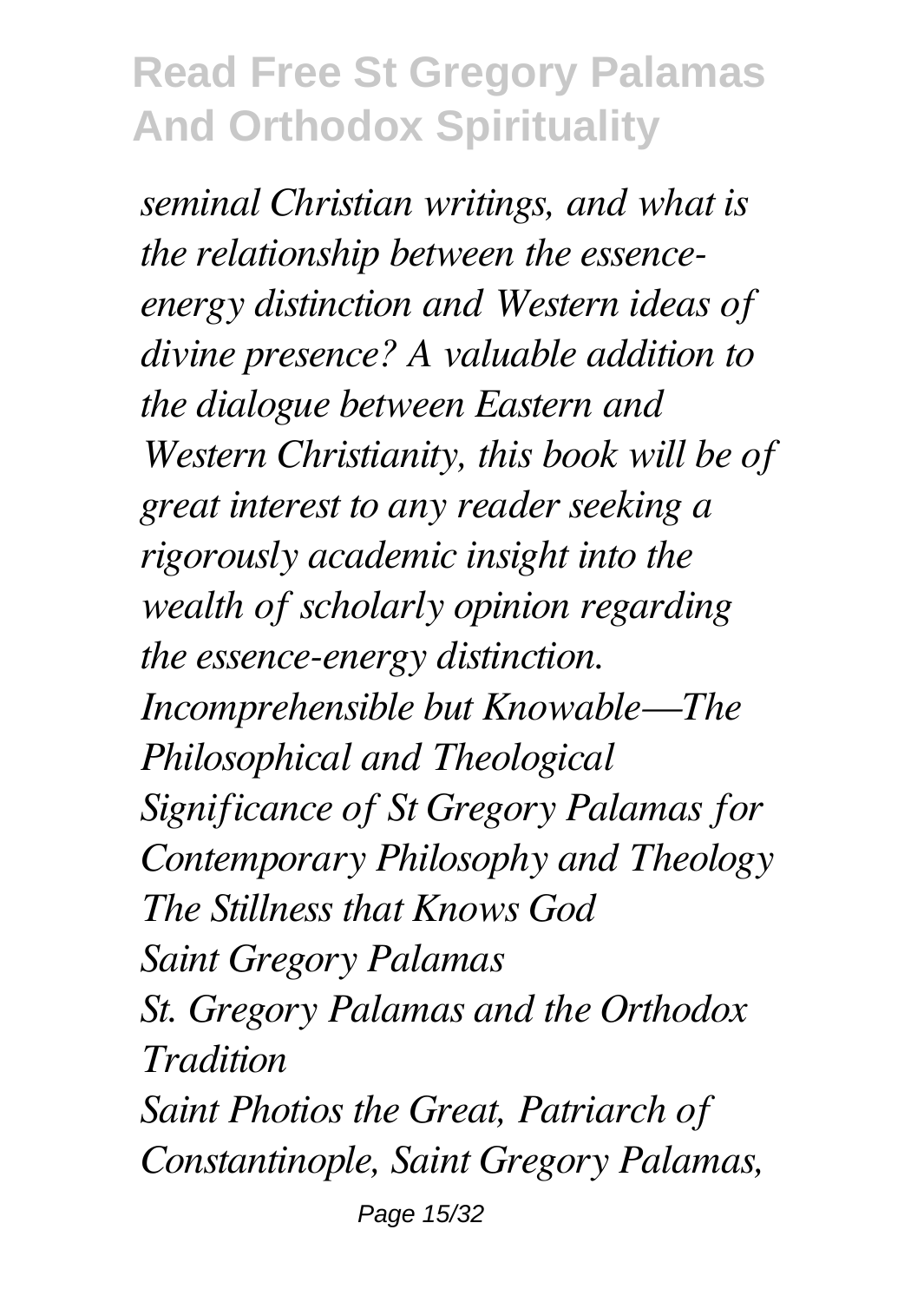*seminal Christian writings, and what is the relationship between the essence-energy distinction and Western ideas of divine presence? A valuable addition to the dialogue between Eastern and Western Christianity, this book will be of great interest to any reader seeking a rigorously academic insight into the wealth of scholarly opinion regarding the essence-energy distinction.*

*Incomprehensible but Knowable—The Philosophical and Theological Significance of St Gregory Palamas for Contemporary Philosophy and Theology*

*The Stillness that Knows God*

*Saint Gregory Palamas*

*St. Gregory Palamas and the Orthodox Tradition*

*Saint Photios the Great, Patriarch of Constantinople, Saint Gregory Palamas,*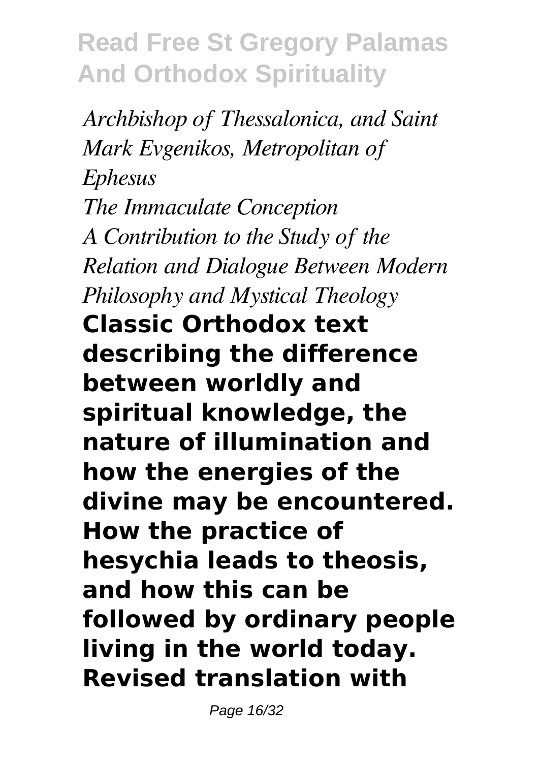*Archbishop of Thessalonica, and Saint Mark Evgenikos, Metropolitan of Ephesus*

*The Immaculate Conception*

*A Contribution to the Study of the Relation and Dialogue Between Modern Philosophy and Mystical Theology*

**Classic Orthodox text describing the difference between worldly and spiritual knowledge, the nature of illumination and how the energies of the divine may be encountered. How the practice of hesychia leads to theosis, and how this can be followed by ordinary people living in the world today. Revised translation with**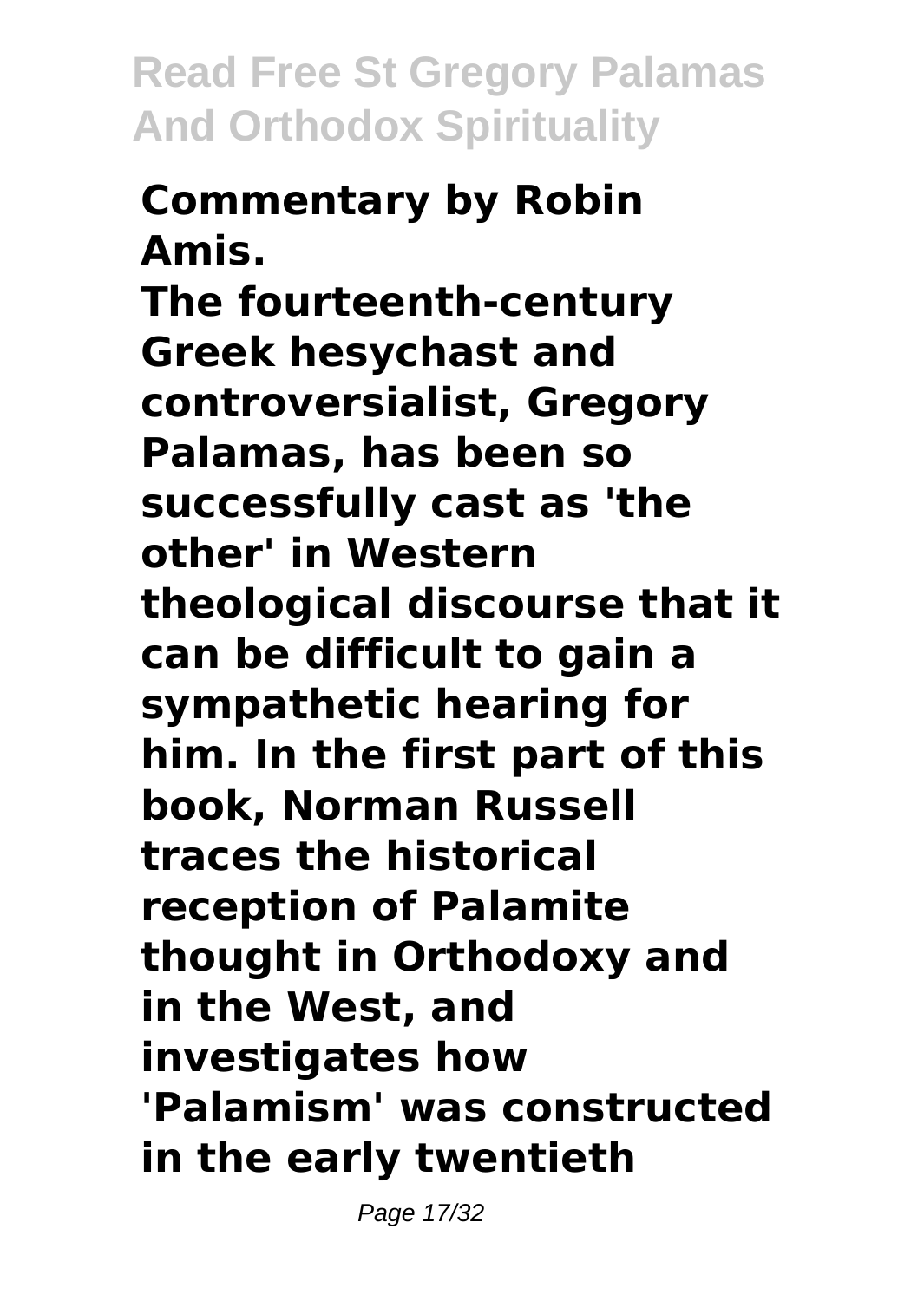**Commentary by Robin Amis.**

**The fourteenth-century Greek hesychast and controversialist, Gregory Palamas, has been so successfully cast as 'the other' in Western theological discourse that it can be difficult to gain a sympathetic hearing for him. In the first part of this book, Norman Russell traces the historical reception of Palamite thought in Orthodoxy and in the West, and investigates how 'Palamism' was constructed in the early twentieth**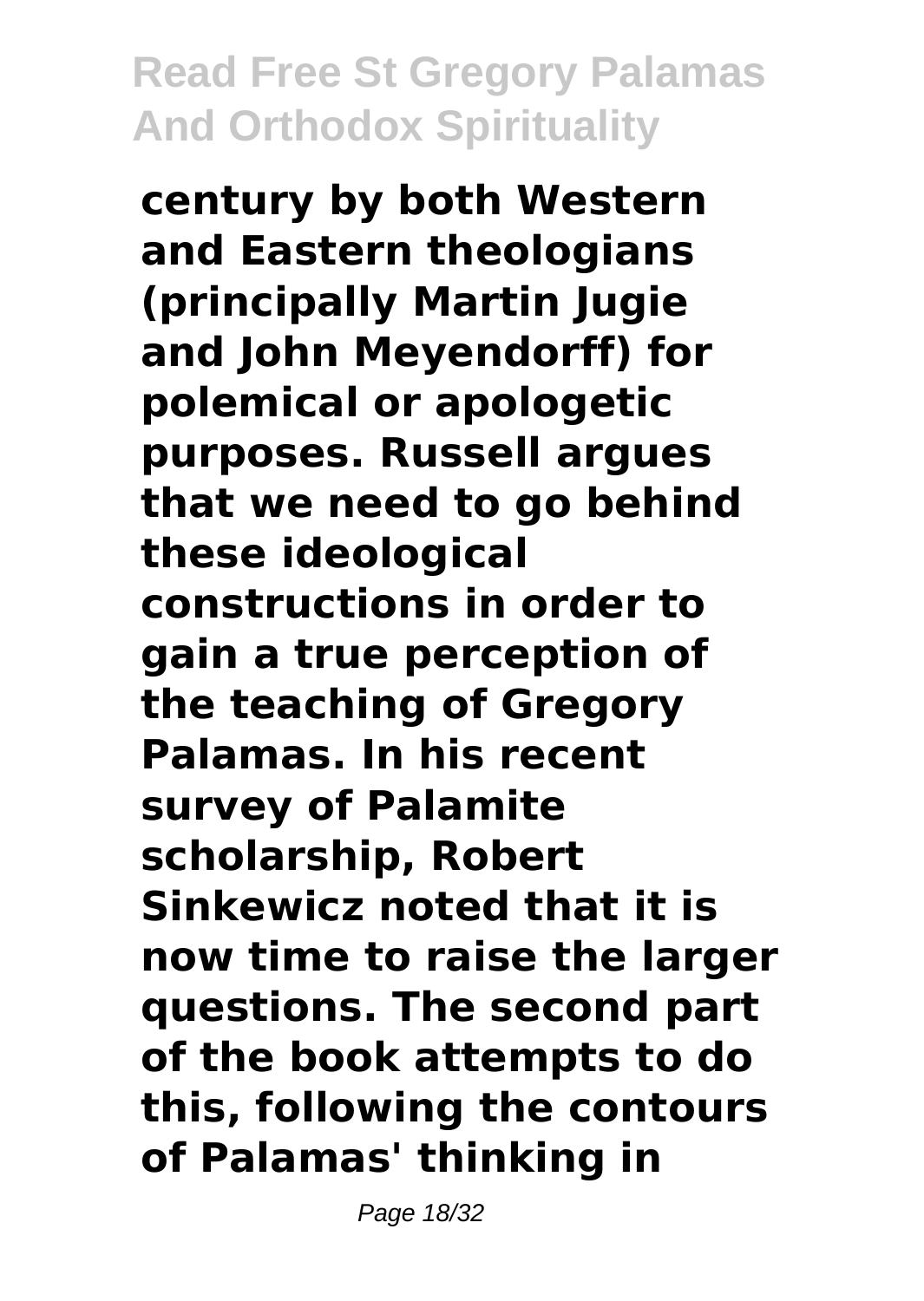**century by both Western and Eastern theologians (principally Martin Jugie and John Meyendorff) for polemical or apologetic purposes. Russell argues that we need to go behind these ideological constructions in order to gain a true perception of the teaching of Gregory Palamas. In his recent survey of Palamite scholarship, Robert Sinkewicz noted that it is now time to raise the larger questions. The second part of the book attempts to do this, following the contours of Palamas' thinking in**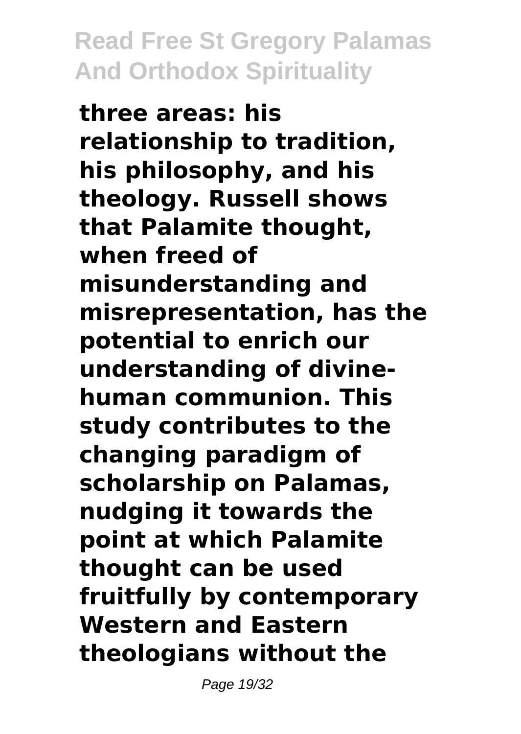**three areas: his relationship to tradition, his philosophy, and his theology. Russell shows that Palamite thought, when freed of misunderstanding and misrepresentation, has the potential to enrich our understanding of divine-human communion. This study contributes to the changing paradigm of scholarship on Palamas, nudging it towards the point at which Palamite thought can be used fruitfully by contemporary Western and Eastern theologians without the**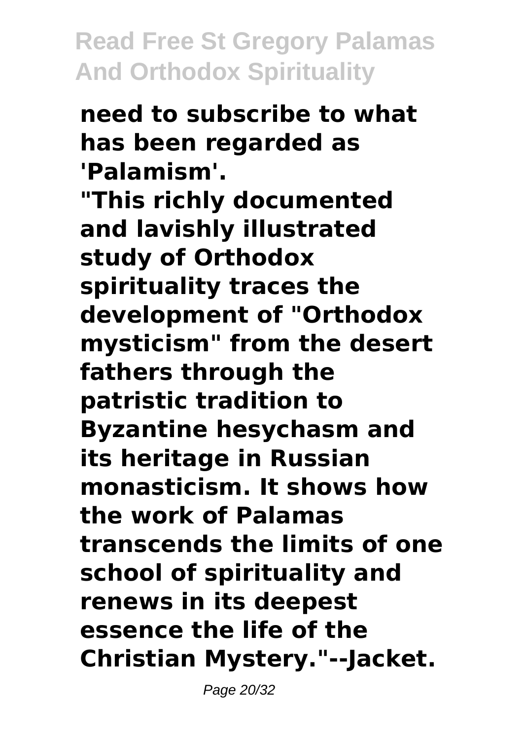**need to subscribe to what has been regarded as 'Palamism'.**

**"This richly documented and lavishly illustrated study of Orthodox spirituality traces the development of "Orthodox mysticism" from the desert fathers through the patristic tradition to Byzantine hesychasm and its heritage in Russian monasticism. It shows how the work of Palamas transcends the limits of one school of spirituality and renews in its deepest essence the life of the Christian Mystery."--Jacket.**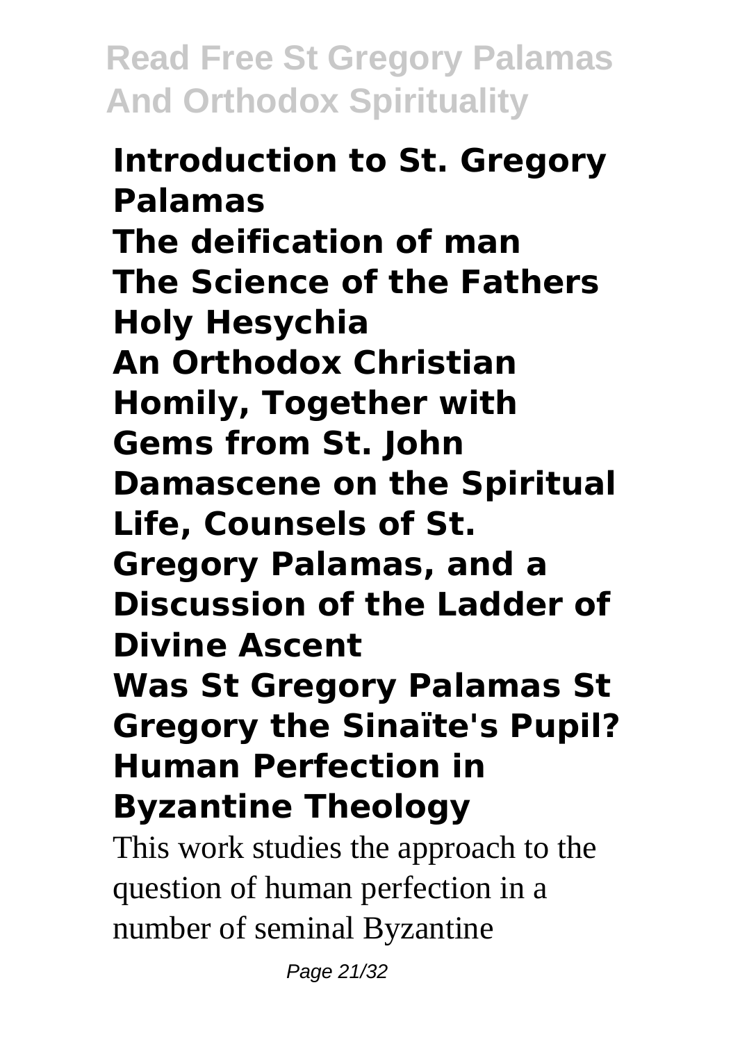**Introduction to St. Gregory Palamas**
**The deification of man**
**The Science of the Fathers**
**Holy Hesychia**
**An Orthodox Christian Homily, Together with Gems from St. John Damascene on the Spiritual Life, Counsels of St. Gregory Palamas, and a Discussion of the Ladder of Divine Ascent**
**Was St Gregory Palamas St Gregory the Sinaïte's Pupil?**
**Human Perfection in Byzantine Theology**

This work studies the approach to the question of human perfection in a number of seminal Byzantine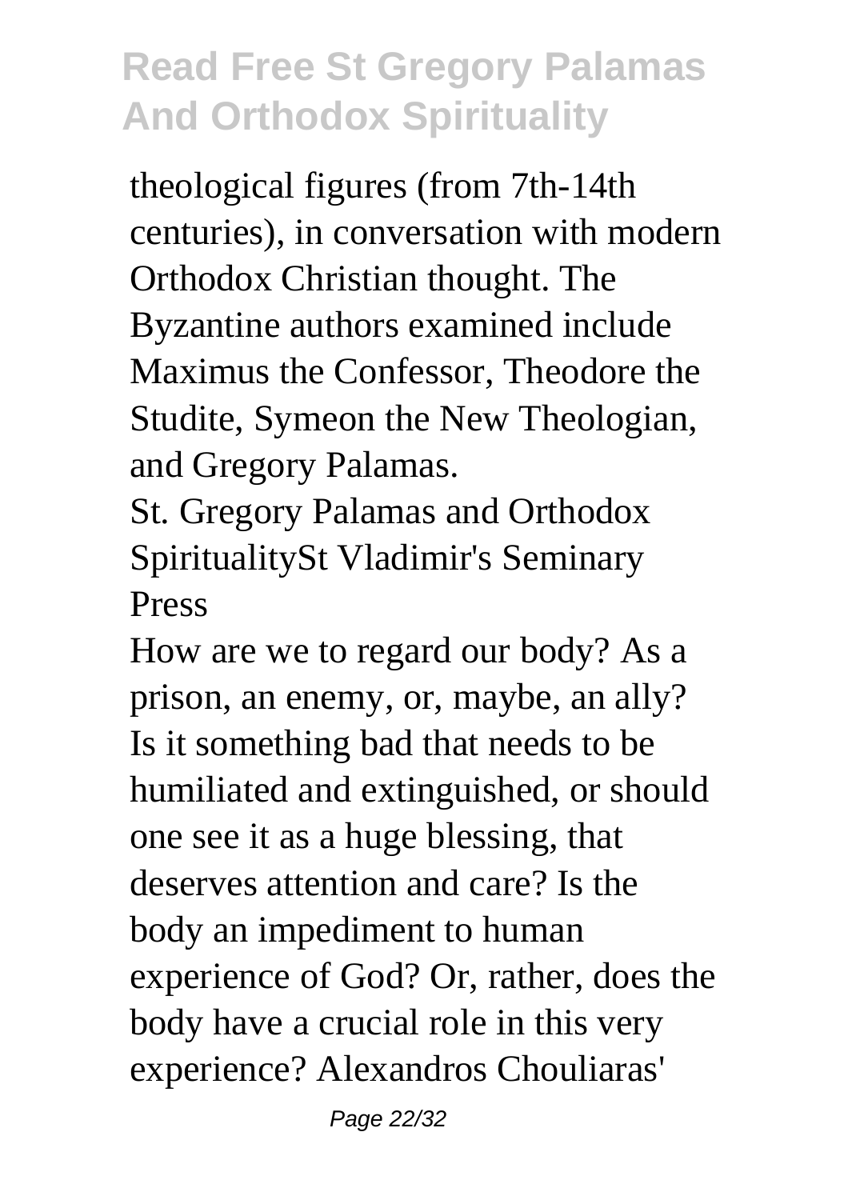theological figures (from 7th-14th centuries), in conversation with modern Orthodox Christian thought. The Byzantine authors examined include Maximus the Confessor, Theodore the Studite, Symeon the New Theologian, and Gregory Palamas.

St. Gregory Palamas and Orthodox SpiritualitySt Vladimir's Seminary Press

How are we to regard our body? As a prison, an enemy, or, maybe, an ally? Is it something bad that needs to be humiliated and extinguished, or should one see it as a huge blessing, that deserves attention and care? Is the body an impediment to human experience of God? Or, rather, does the body have a crucial role in this very experience? Alexandros Chouliaras'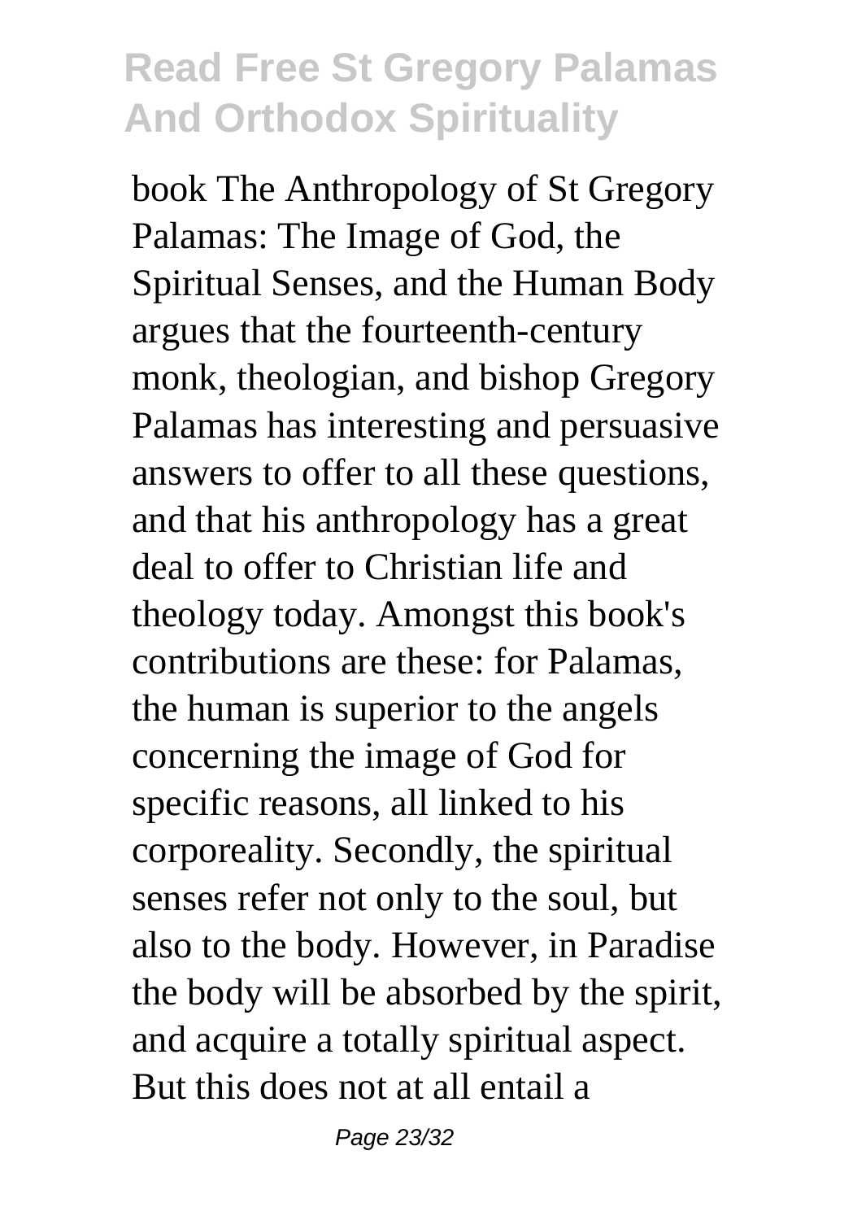book The Anthropology of St Gregory Palamas: The Image of God, the Spiritual Senses, and the Human Body argues that the fourteenth-century monk, theologian, and bishop Gregory Palamas has interesting and persuasive answers to offer to all these questions, and that his anthropology has a great deal to offer to Christian life and theology today. Amongst this book's contributions are these: for Palamas, the human is superior to the angels concerning the image of God for specific reasons, all linked to his corporeality. Secondly, the spiritual senses refer not only to the soul, but also to the body. However, in Paradise the body will be absorbed by the spirit, and acquire a totally spiritual aspect. But this does not at all entail a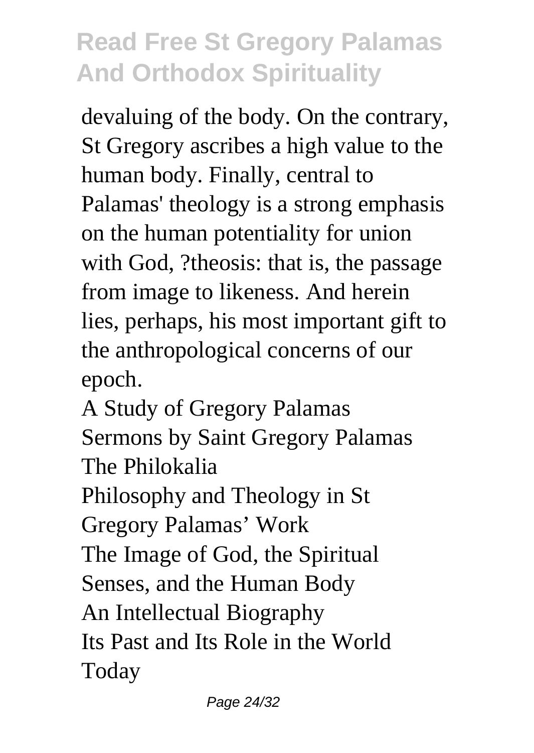devaluing of the body. On the contrary, St Gregory ascribes a high value to the human body. Finally, central to Palamas' theology is a strong emphasis on the human potentiality for union with God, ?theosis: that is, the passage from image to likeness. And herein lies, perhaps, his most important gift to the anthropological concerns of our epoch.

A Study of Gregory Palamas
Sermons by Saint Gregory Palamas
The Philokalia
Philosophy and Theology in St Gregory Palamas' Work
The Image of God, the Spiritual Senses, and the Human Body
An Intellectual Biography
Its Past and Its Role in the World Today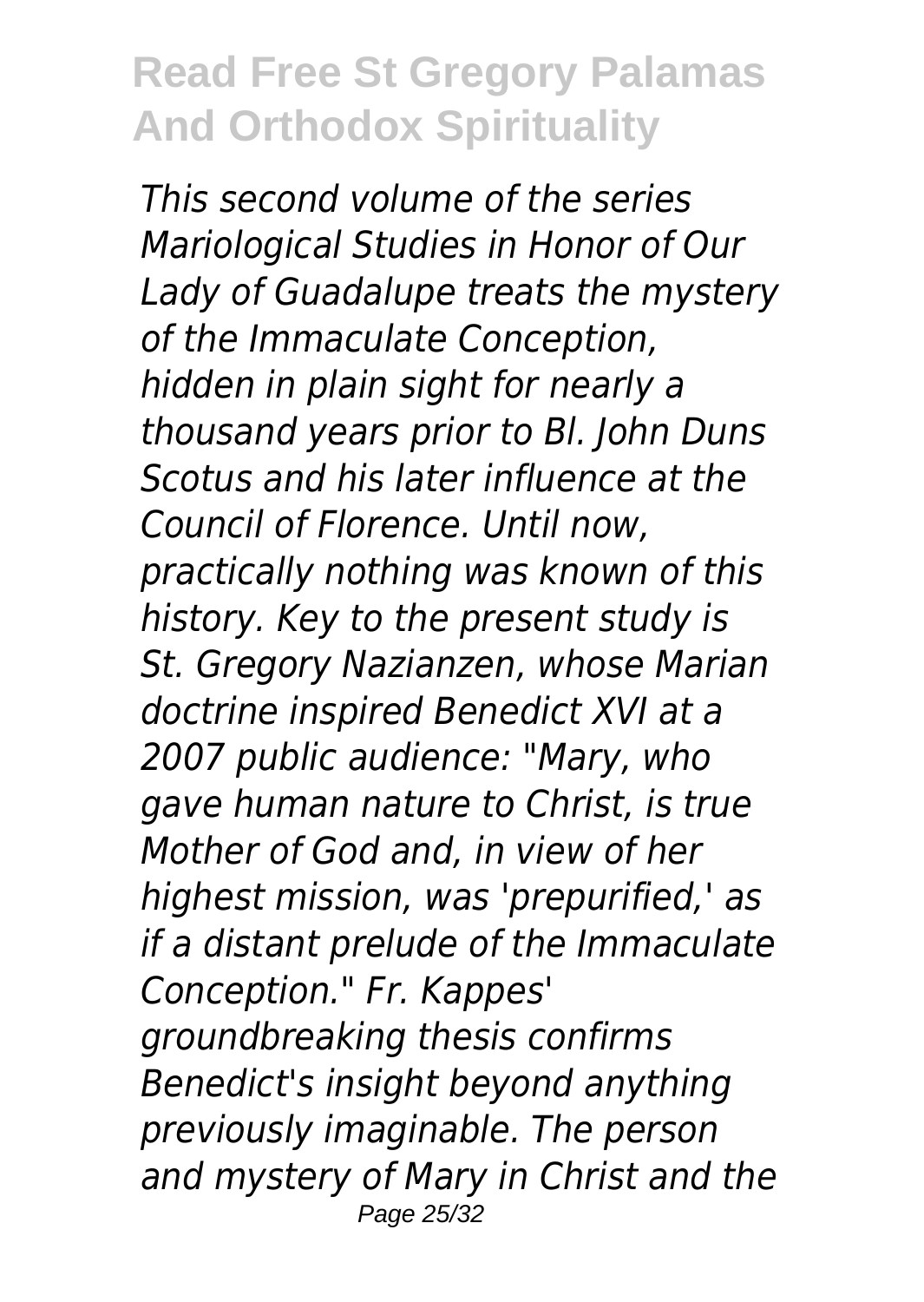*This second volume of the series Mariological Studies in Honor of Our Lady of Guadalupe treats the mystery of the Immaculate Conception, hidden in plain sight for nearly a thousand years prior to Bl. John Duns Scotus and his later influence at the Council of Florence. Until now, practically nothing was known of this history. Key to the present study is St. Gregory Nazianzen, whose Marian doctrine inspired Benedict XVI at a 2007 public audience: "Mary, who gave human nature to Christ, is true Mother of God and, in view of her highest mission, was 'prepurified,' as if a distant prelude of the Immaculate Conception." Fr. Kappes' groundbreaking thesis confirms Benedict's insight beyond anything previously imaginable. The person and mystery of Mary in Christ and the*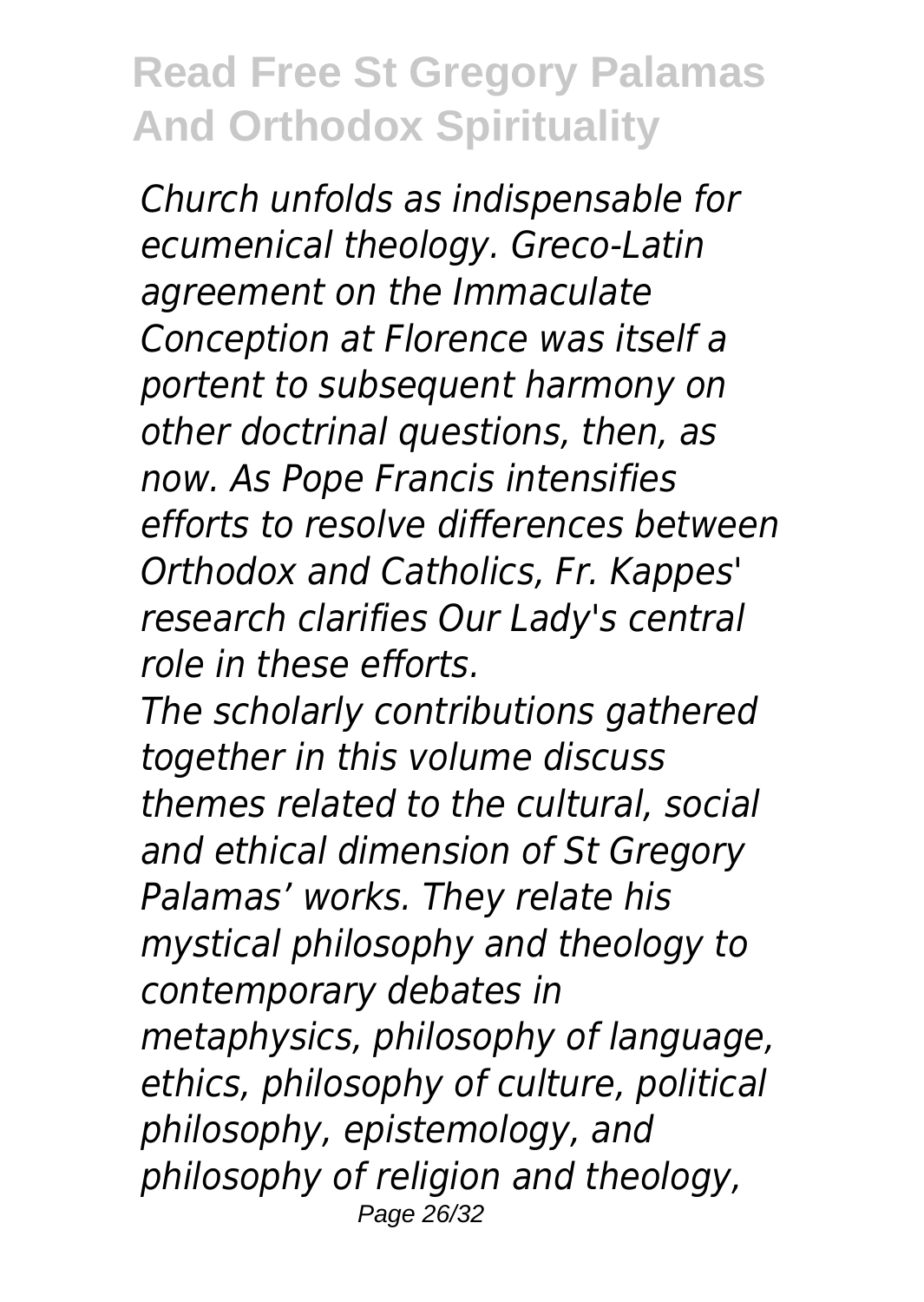*Church unfolds as indispensable for ecumenical theology. Greco-Latin agreement on the Immaculate Conception at Florence was itself a portent to subsequent harmony on other doctrinal questions, then, as now. As Pope Francis intensifies efforts to resolve differences between Orthodox and Catholics, Fr. Kappes' research clarifies Our Lady's central role in these efforts.*

*The scholarly contributions gathered together in this volume discuss themes related to the cultural, social and ethical dimension of St Gregory Palamas' works. They relate his mystical philosophy and theology to contemporary debates in metaphysics, philosophy of language, ethics, philosophy of culture, political philosophy, epistemology, and philosophy of religion and theology,*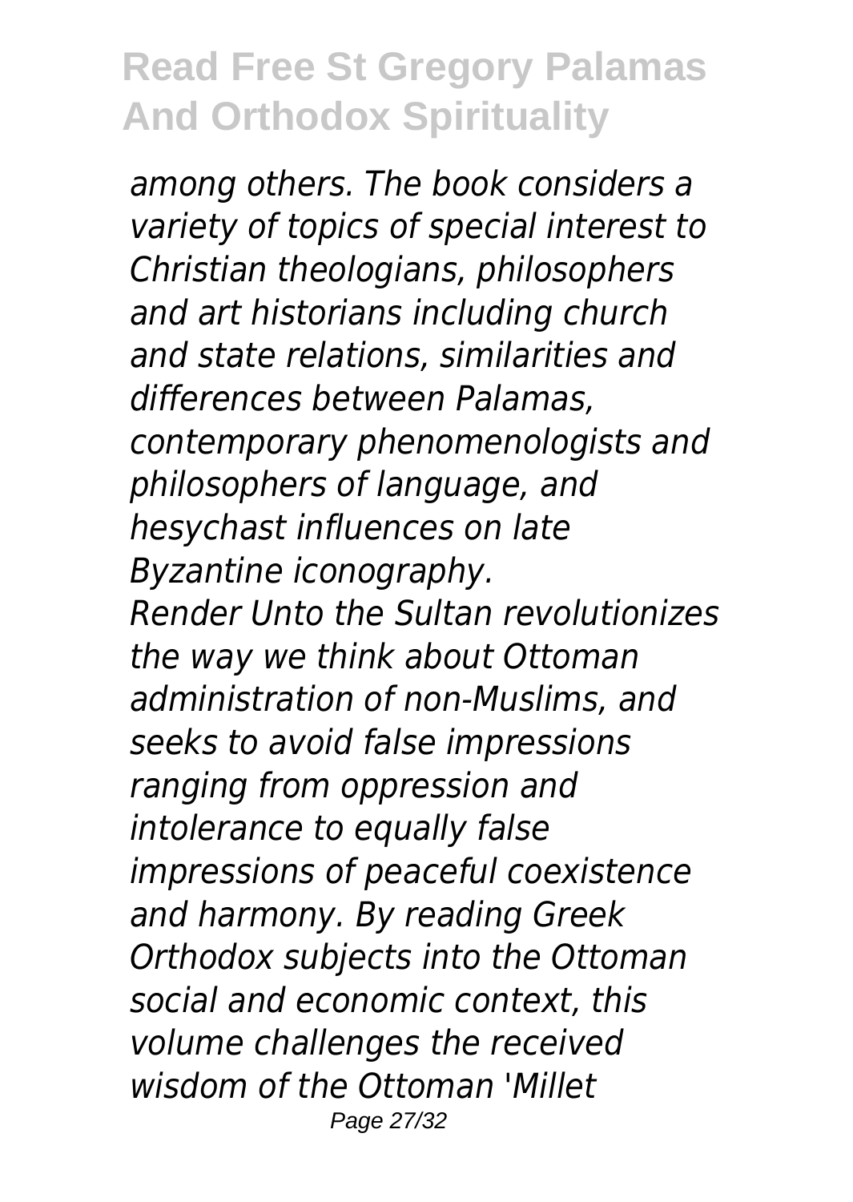*among others. The book considers a variety of topics of special interest to Christian theologians, philosophers and art historians including church and state relations, similarities and differences between Palamas, contemporary phenomenologists and philosophers of language, and hesychast influences on late Byzantine iconography.*

*Render Unto the Sultan revolutionizes the way we think about Ottoman administration of non-Muslims, and seeks to avoid false impressions ranging from oppression and intolerance to equally false impressions of peaceful coexistence and harmony. By reading Greek Orthodox subjects into the Ottoman social and economic context, this volume challenges the received wisdom of the Ottoman 'Millet*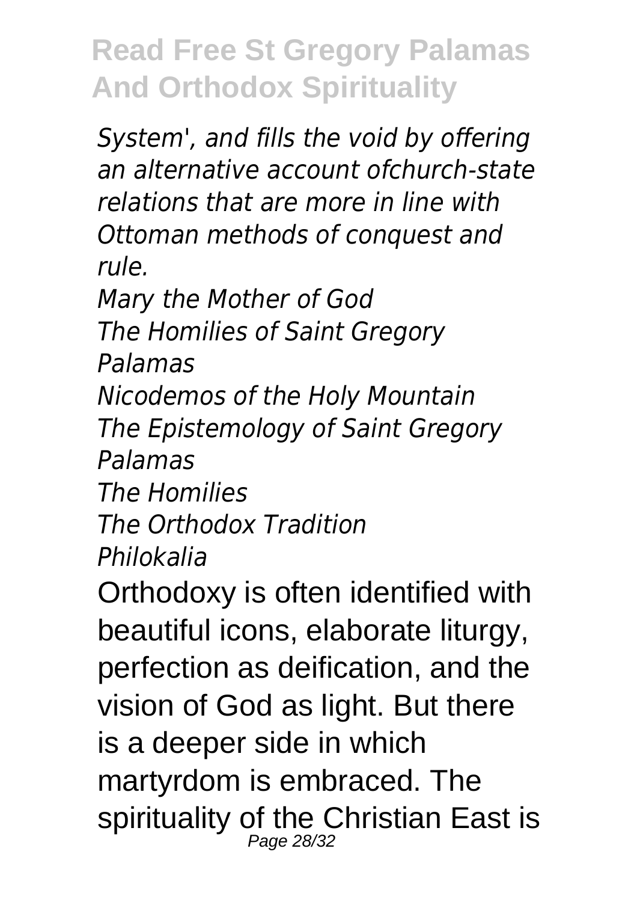*System', and fills the void by offering an alternative account ofchurch-state relations that are more in line with Ottoman methods of conquest and rule.*

*Mary the Mother of God*
*The Homilies of Saint Gregory Palamas*
*Nicodemos of the Holy Mountain*
*The Epistemology of Saint Gregory Palamas*
*The Homilies*
*The Orthodox Tradition*
*Philokalia*

Orthodoxy is often identified with beautiful icons, elaborate liturgy, perfection as deification, and the vision of God as light. But there is a deeper side in which martyrdom is embraced. The spirituality of the Christian East is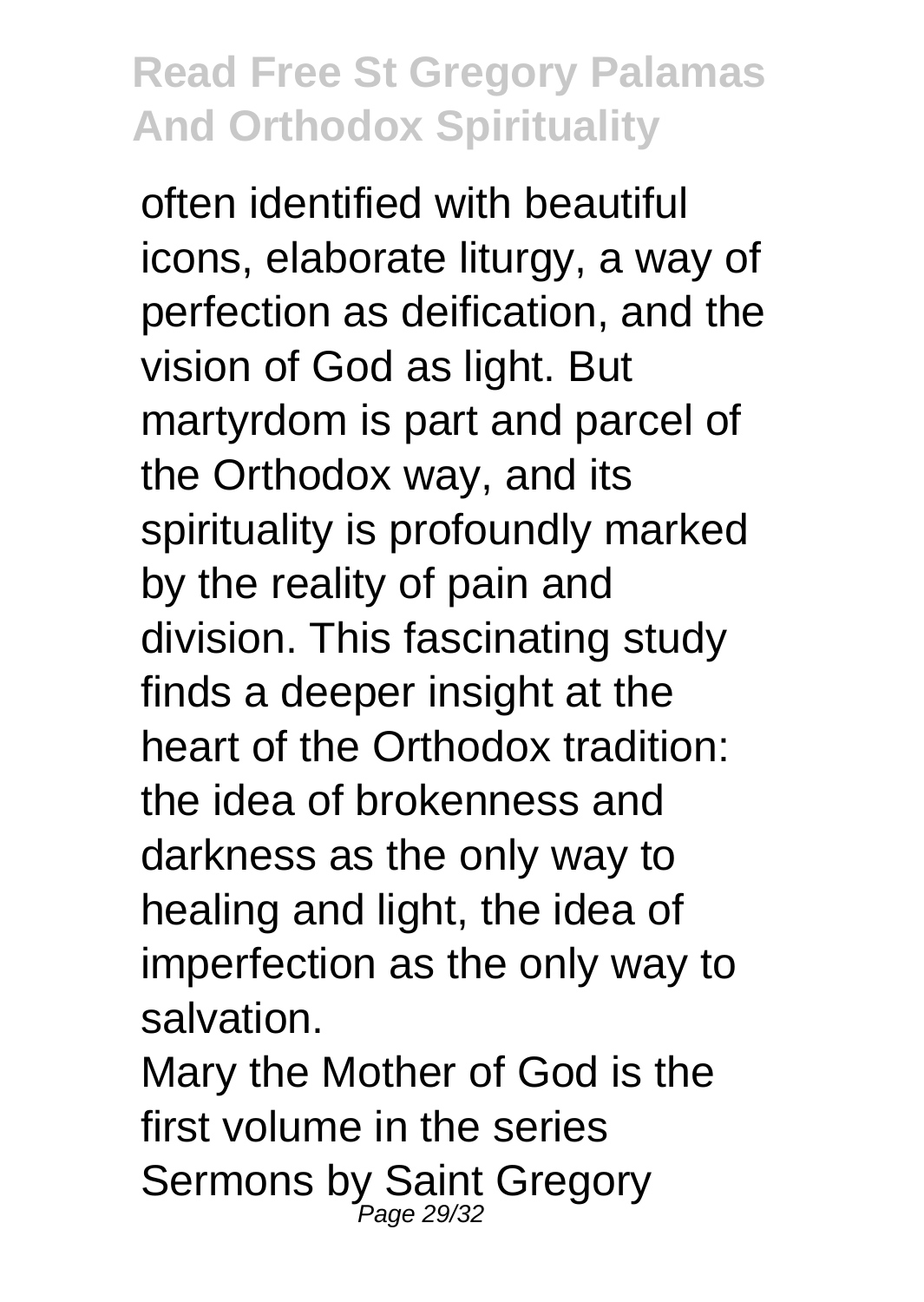often identified with beautiful icons, elaborate liturgy, a way of perfection as deification, and the vision of God as light. But martyrdom is part and parcel of the Orthodox way, and its spirituality is profoundly marked by the reality of pain and division. This fascinating study finds a deeper insight at the heart of the Orthodox tradition: the idea of brokenness and darkness as the only way to healing and light, the idea of imperfection as the only way to salvation.

Mary the Mother of God is the first volume in the series Sermons by Saint Gregory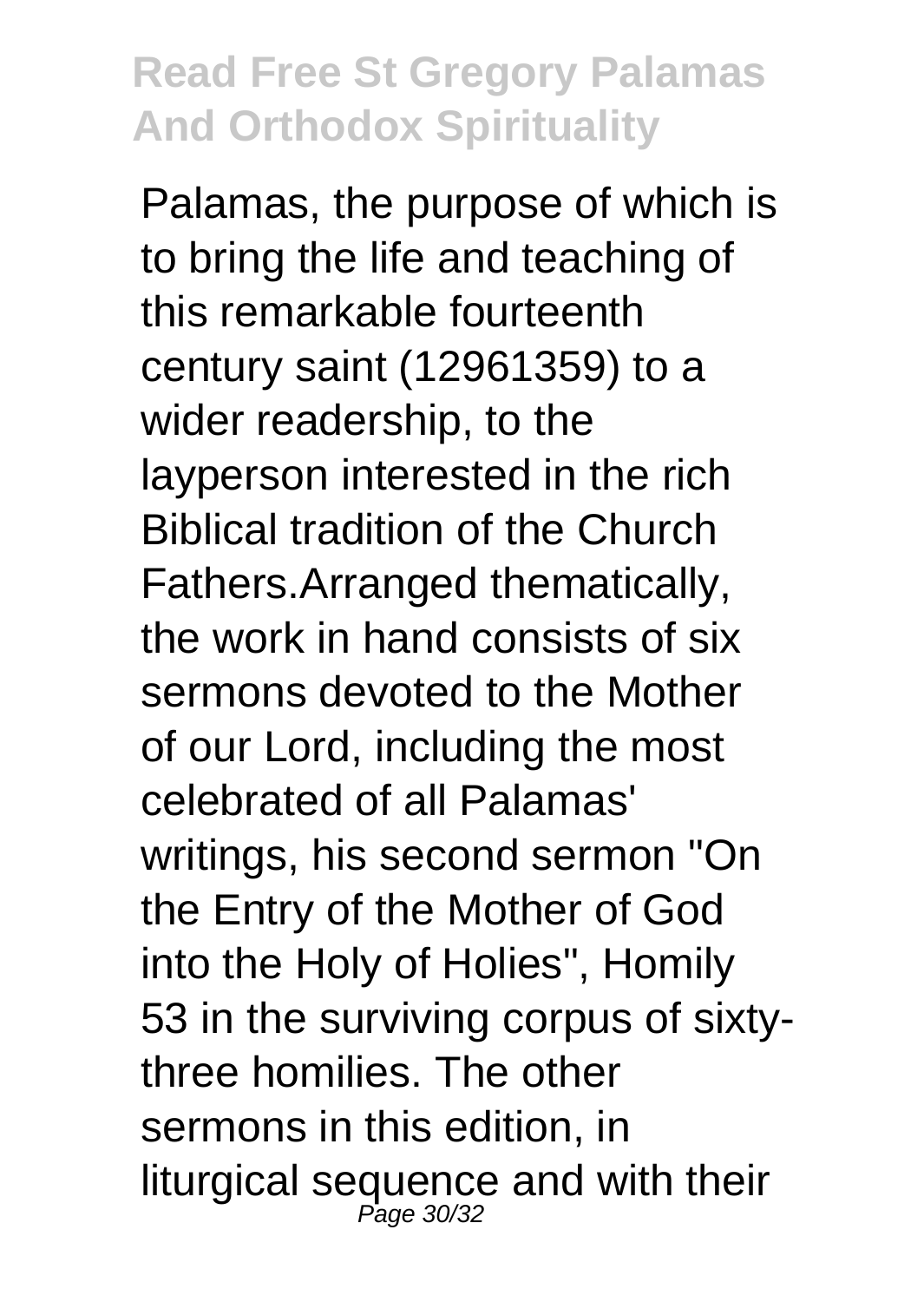Palamas, the purpose of which is to bring the life and teaching of this remarkable fourteenth century saint (12961359) to a wider readership, to the layperson interested in the rich Biblical tradition of the Church Fathers.Arranged thematically, the work in hand consists of six sermons devoted to the Mother of our Lord, including the most celebrated of all Palamas' writings, his second sermon "On the Entry of the Mother of God into the Holy of Holies", Homily 53 in the surviving corpus of sixty-three homilies. The other sermons in this edition, in liturgical sequence and with their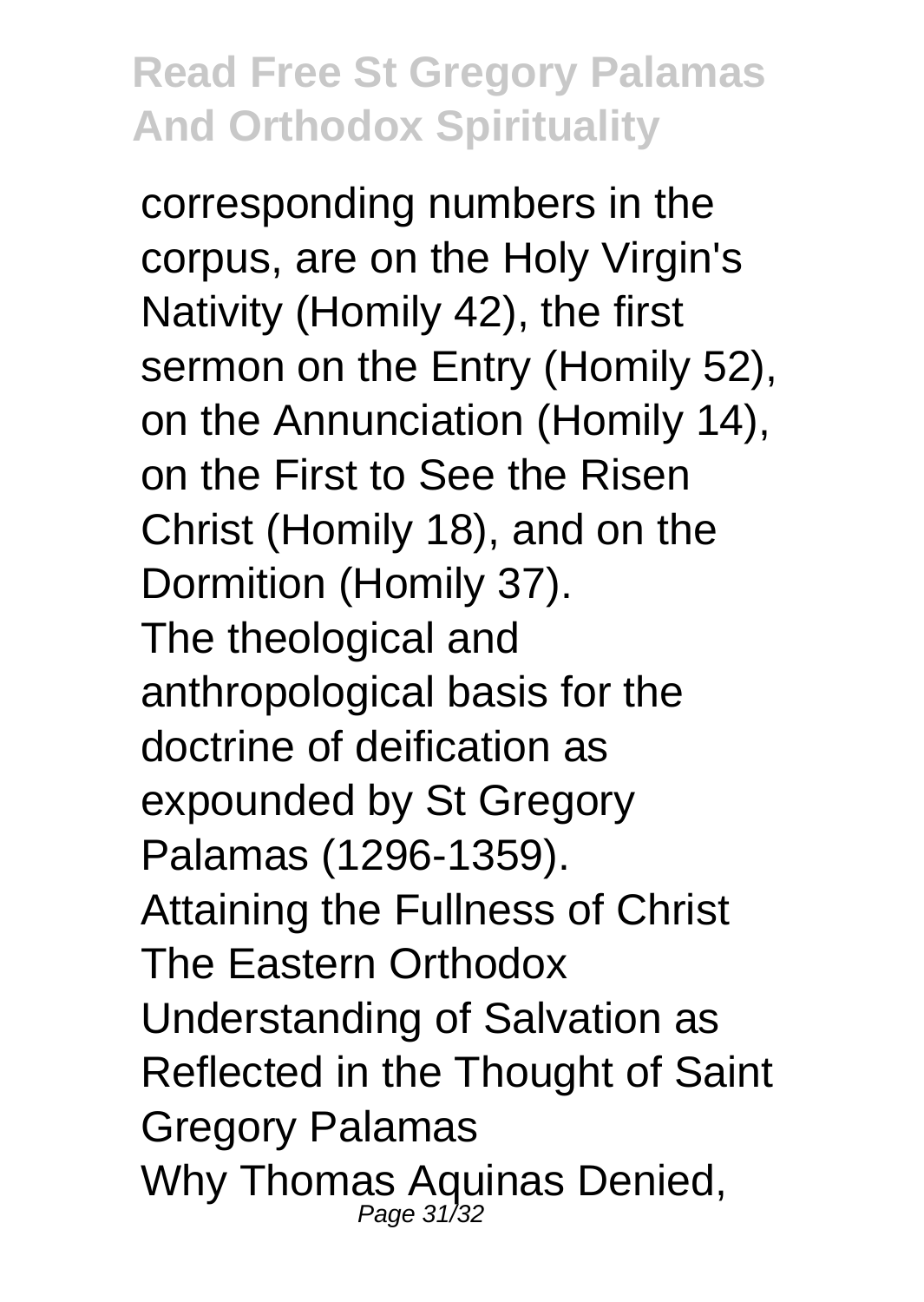corresponding numbers in the corpus, are on the Holy Virgin's Nativity (Homily 42), the first sermon on the Entry (Homily 52), on the Annunciation (Homily 14), on the First to See the Risen Christ (Homily 18), and on the Dormition (Homily 37).

The theological and anthropological basis for the doctrine of deification as expounded by St Gregory Palamas (1296-1359).

Attaining the Fullness of Christ

The Eastern Orthodox Understanding of Salvation as Reflected in the Thought of Saint Gregory Palamas

Why Thomas Aquinas Denied,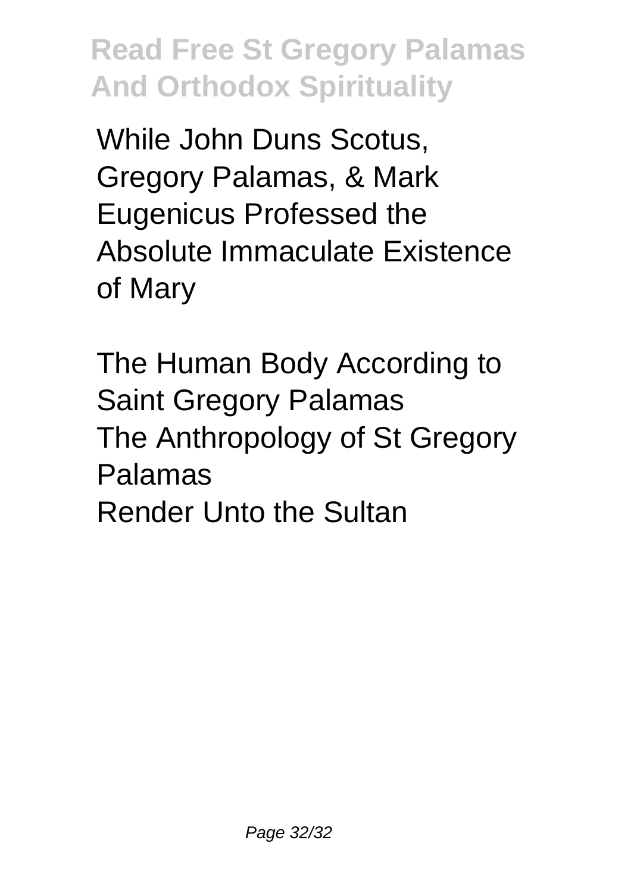While John Duns Scotus, Gregory Palamas, & Mark Eugenicus Professed the Absolute Immaculate Existence of Mary

The Human Body According to Saint Gregory Palamas
The Anthropology of St Gregory Palamas
Render Unto the Sultan